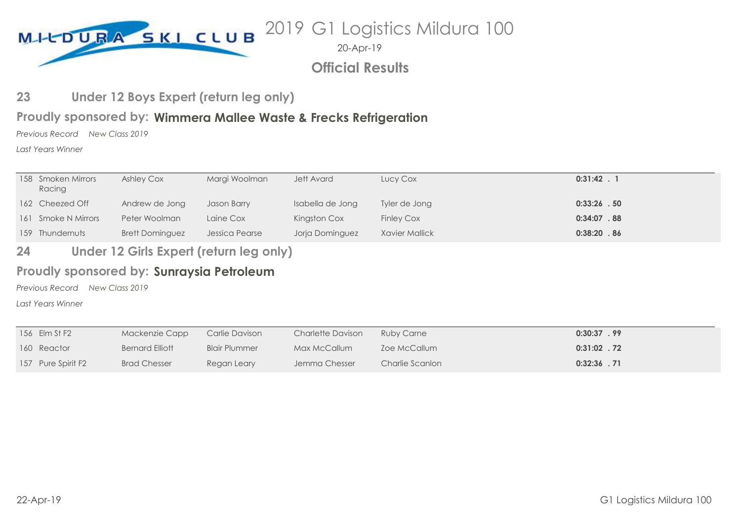MILDURA SKI CLUB

# 2019 G1 Logistics Mildura 100

20-Apr-19

## Official Results

### 23 Under 12 Boys Expert (return leg only)

**Proudly sponsored by: Wimmera Mallee Waste & Frecks Refrigeration**

*Previous Record* *New Class 2019*

*Last Years Winner*

| No. | Team | | | | | Time |
|---|---|---|---|---|---|---|
| 158 | Smoken Mirrors Racing | Ashley Cox | Margi Woolman | Jett Avard | Lucy Cox | **0:31:42 . 1** |
| 162 | Cheezed Off | Andrew de Jong | Jason Barry | Isabella de Jong | Tyler de Jong | **0:33:26 . 50** |
| 161 | Smoke N Mirrors | Peter Woolman | Laine Cox | Kingston Cox | Finley Cox | **0:34:07 . 88** |
| 159 | Thundernuts | Brett Dominguez | Jessica Pearse | Jorja Dominguez | Xavier Mallick | **0:38:20 . 86** |

### 24 Under 12 Girls Expert (return leg only)

**Proudly sponsored by: Sunraysia Petroleum**

*Previous Record* *New Class 2019*

*Last Years Winner*

| No. | Team | | | | | Time |
|---|---|---|---|---|---|---|
| 156 | Elm St F2 | Mackenzie Capp | Carlie Davison | Charlette Davison | Ruby Carne | **0:30:37 . 99** |
| 160 | Reactor | Bernard Elliott | Blair Plummer | Max McCallum | Zoe McCallum | **0:31:02 . 72** |
| 157 | Pure Spirit F2 | Brad Chesser | Regan Leary | Jemma Chesser | Charlie Scanlon | **0:32:36 . 71** |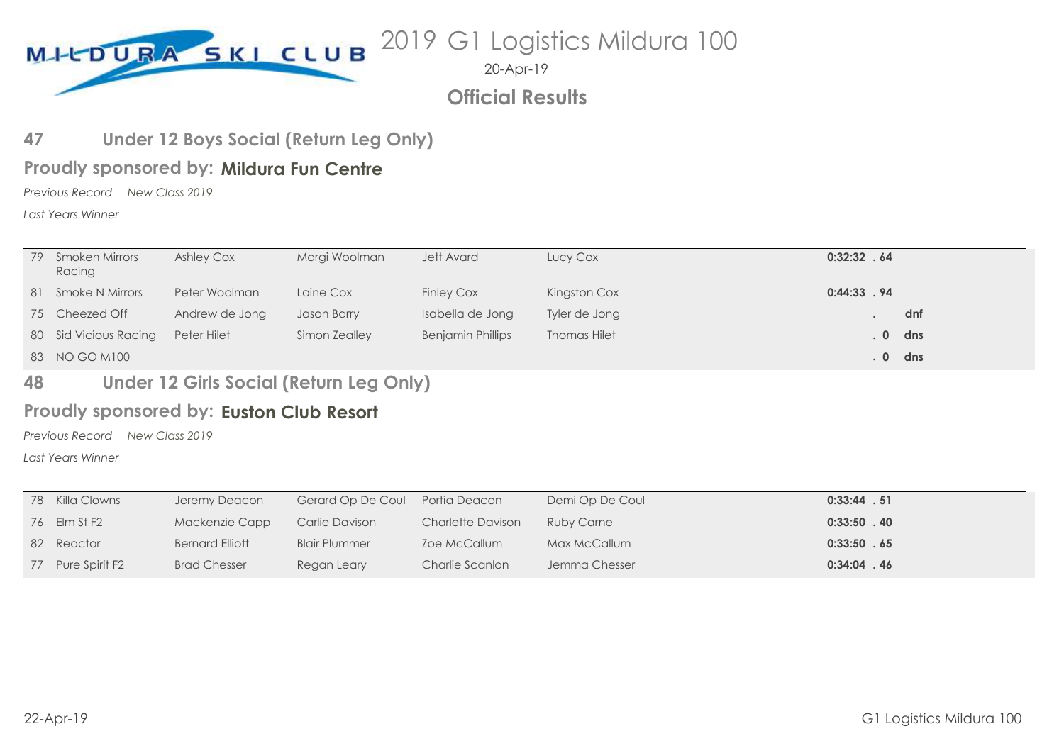# 2019 G1 Logistics Mildura 100

20-Apr-19

**Official Results**

## 47 Under 12 Boys Social (Return Leg Only)

**Proudly sponsored by: Mildura Fun Centre**

*Previous Record* *New Class 2019*

*Last Years Winner*

| | | | | | | | |
|---|---|---|---|---|---|---|---|
| 79 | Smoken Mirrors Racing | Ashley Cox | Margi Woolman | Jett Avard | Lucy Cox | **0:32:32 . 64** | |
| 81 | Smoke N Mirrors | Peter Woolman | Laine Cox | Finley Cox | Kingston Cox | **0:44:33 . 94** | |
| 75 | Cheezed Off | Andrew de Jong | Jason Barry | Isabella de Jong | Tyler de Jong | . | **dnf** |
| 80 | Sid Vicious Racing | Peter Hilet | Simon Zealley | Benjamin Phillips | Thomas Hilet | **. 0** | **dns** |
| 83 | NO GO M100 | | | | | **. 0** | **dns** |

## 48 Under 12 Girls Social (Return Leg Only)

**Proudly sponsored by: Euston Club Resort**

*Previous Record* *New Class 2019*

*Last Years Winner*

| | | | | | | |
|---|---|---|---|---|---|---|
| 78 | Killa Clowns | Jeremy Deacon | Gerard Op De Coul | Portia Deacon | Demi Op De Coul | **0:33:44 . 51** |
| 76 | Elm St F2 | Mackenzie Capp | Carlie Davison | Charlette Davison | Ruby Carne | **0:33:50 . 40** |
| 82 | Reactor | Bernard Elliott | Blair Plummer | Zoe McCallum | Max McCallum | **0:33:50 . 65** |
| 77 | Pure Spirit F2 | Brad Chesser | Regan Leary | Charlie Scanlon | Jemma Chesser | **0:34:04 . 46** |